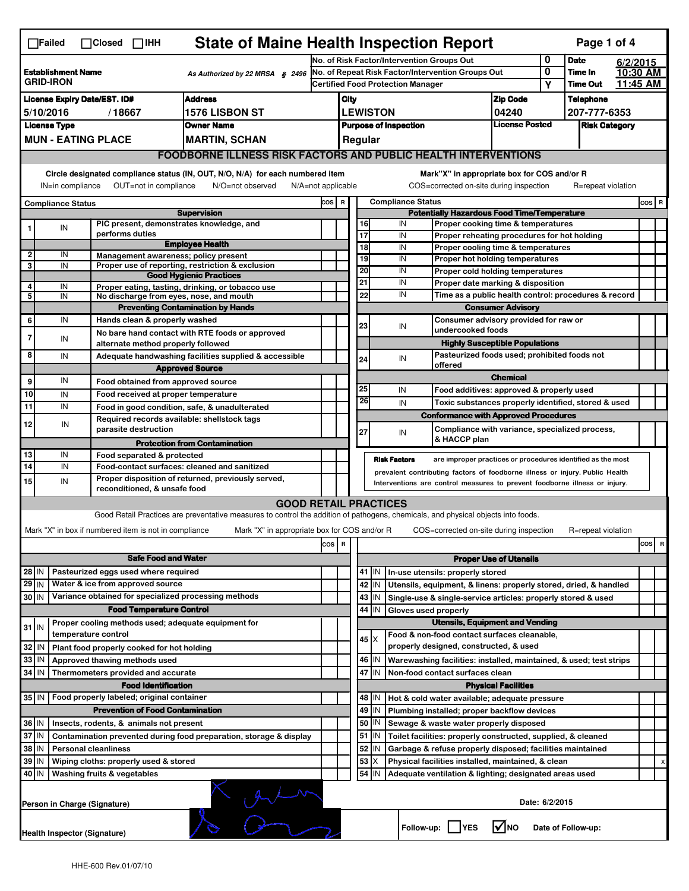☐Failed ☐Closed ☐IHH

# State of Maine Health Inspection Report

| | | | |
|---|---|---|---|
| **Establishment Name** GRID-IRON | As Authorized by 22 MRSA § 2496 | No. of Risk Factor/Intervention Groups Out: 0 | **Date** 6/2/2015 |
| | | No. of Repeat Risk Factor/Intervention Groups Out: 0 | **Time In** 10:30 AM |
| | | Certified Food Protection Manager: Y | **Time Out** 11:45 AM |

| License Expiry Date/EST. ID# | Address | City | Zip Code | Telephone |
|---|---|---|---|---|
| 5/10/2016 / 18667 | 1576 LISBON ST | LEWISTON | 04240 | 207-777-6353 |

| License Type | Owner Name | Purpose of Inspection | License Posted | Risk Category |
|---|---|---|---|---|
| MUN - EATING PLACE | MARTIN, SCHAN | Regular | | |

## FOODBORNE ILLNESS RISK FACTORS AND PUBLIC HEALTH INTERVENTIONS

Circle designated compliance status (IN, OUT, N/O, N/A) for each numbered item
IN=in compliance OUT=not in compliance N/O=not observed N/A=not applicable

Mark "X" in appropriate box for COS and/or R
COS=corrected on-site during inspection R=repeat violation

| # | Compliance Status | Item | COS | R |
|---|---|---|---|---|
| | | **Supervision** | | |
| 1 | IN | PIC present, demonstrates knowledge, and performs duties | | |
| | | **Employee Health** | | |
| 2 | IN | Management awareness; policy present | | |
| 3 | IN | Proper use of reporting, restriction & exclusion | | |
| | | **Good Hygienic Practices** | | |
| 4 | IN | Proper eating, tasting, drinking, or tobacco use | | |
| 5 | IN | No discharge from eyes, nose, and mouth | | |
| | | **Preventing Contamination by Hands** | | |
| 6 | IN | Hands clean & properly washed | | |
| 7 | IN | No bare hand contact with RTE foods or approved alternate method properly followed | | |
| 8 | IN | Adequate handwashing facilities supplied & accessible | | |
| | | **Approved Source** | | |
| 9 | IN | Food obtained from approved source | | |
| 10 | IN | Food received at proper temperature | | |
| 11 | IN | Food in good condition, safe, & unadulterated | | |
| 12 | IN | Required records available: shellstock tags parasite destruction | | |
| | | **Protection from Contamination** | | |
| 13 | IN | Food separated & protected | | |
| 14 | IN | Food-contact surfaces: cleaned and sanitized | | |
| 15 | IN | Proper disposition of returned, previously served, reconditioned, & unsafe food | | |
| | | **Potentially Hazardous Food Time/Temperature** | | |
| 16 | IN | Proper cooking time & temperatures | | |
| 17 | IN | Proper reheating procedures for hot holding | | |
| 18 | IN | Proper cooling time & temperatures | | |
| 19 | IN | Proper hot holding temperatures | | |
| 20 | IN | Proper cold holding temperatures | | |
| 21 | IN | Proper date marking & disposition | | |
| 22 | IN | Time as a public health control: procedures & record | | |
| | | **Consumer Advisory** | | |
| 23 | IN | Consumer advisory provided for raw or undercooked foods | | |
| | | **Highly Susceptible Populations** | | |
| 24 | IN | Pasteurized foods used; prohibited foods not offered | | |
| | | **Chemical** | | |
| 25 | IN | Food additives: approved & properly used | | |
| 26 | IN | Toxic substances properly identified, stored & used | | |
| | | **Conformance with Approved Procedures** | | |
| 27 | IN | Compliance with variance, specialized process, & HACCP plan | | |

**Risk Factors** are improper practices or procedures identified as the most prevalent contributing factors of foodborne illness or injury. Public Health Interventions are control measures to prevent foodborne illness or injury.

## GOOD RETAIL PRACTICES

Good Retail Practices are preventative measures to control the addition of pathogens, chemicals, and physical objects into foods.

Mark "X" in box if numbered item is not in compliance Mark "X" in appropriate box for COS and/or R COS=corrected on-site during inspection R=repeat violation

| # | Status | Item | COS | R |
|---|---|---|---|---|
| | | **Safe Food and Water** | | |
| 28 | IN | Pasteurized eggs used where required | | |
| 29 | IN | Water & ice from approved source | | |
| 30 | IN | Variance obtained for specialized processing methods | | |
| | | **Food Temperature Control** | | |
| 31 | IN | Proper cooling methods used; adequate equipment for temperature control | | |
| 32 | IN | Plant food properly cooked for hot holding | | |
| 33 | IN | Approved thawing methods used | | |
| 34 | IN | Thermometers provided and accurate | | |
| | | **Food Identification** | | |
| 35 | IN | Food properly labeled; original container | | |
| | | **Prevention of Food Contamination** | | |
| 36 | IN | Insects, rodents, & animals not present | | |
| 37 | IN | Contamination prevented during food preparation, storage & display | | |
| 38 | IN | Personal cleanliness | | |
| 39 | IN | Wiping cloths: properly used & stored | | |
| 40 | IN | Washing fruits & vegetables | | |
| | | **Proper Use of Utensils** | | |
| 41 | IN | In-use utensils: properly stored | | |
| 42 | IN | Utensils, equipment, & linens: properly stored, dried, & handled | | |
| 43 | IN | Single-use & single-service articles: properly stored & used | | |
| 44 | IN | Gloves used properly | | |
| | | **Utensils, Equipment and Vending** | | |
| 45 | X | Food & non-food contact surfaces cleanable, properly designed, constructed, & used | | |
| 46 | IN | Warewashing facilities: installed, maintained, & used; test strips | | |
| 47 | IN | Non-food contact surfaces clean | | |
| | | **Physical Facilities** | | |
| 48 | IN | Hot & cold water available; adequate pressure | | |
| 49 | IN | Plumbing installed; proper backflow devices | | |
| 50 | IN | Sewage & waste water properly disposed | | |
| 51 | IN | Toilet facilities: properly constructed, supplied, & cleaned | | |
| 52 | IN | Garbage & refuse properly disposed; facilities maintained | | |
| 53 | X | Physical facilities installed, maintained, & clean | | x |
| 54 | IN | Adequate ventilation & lighting; designated areas used | | |

Person in Charge (Signature) Date: 6/2/2015

Health Inspector (Signature) Follow-up: ☐YES ☑NO Date of Follow-up:

HHE-600 Rev.01/07/10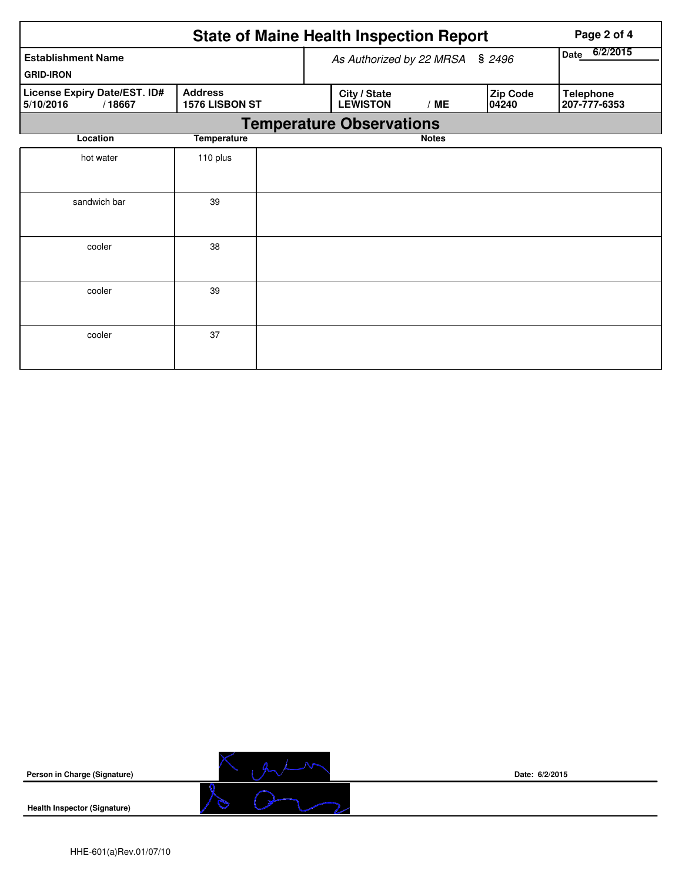# State of Maine Health Inspection Report

| Establishment Name | As Authorized by 22 MRSA § 2496 | | | Date 6/2/2015 |
|---|---|---|---|---|
| GRID-IRON | | | | |
| **License Expiry Date/EST. ID#** 5/10/2016 / 18667 | **Address** 1576 LISBON ST | **City / State** LEWISTON / ME | **Zip Code** 04240 | **Telephone** 207-777-6353 |

## Temperature Observations

| Location | Temperature | Notes |
|---|---|---|
| hot water | 110 plus | |
| sandwich bar | 39 | |
| cooler | 38 | |
| cooler | 39 | |
| cooler | 37 | |

**Person in Charge (Signature)** Date: 6/2/2015

**Health Inspector (Signature)**

HHE-601(a)Rev.01/07/10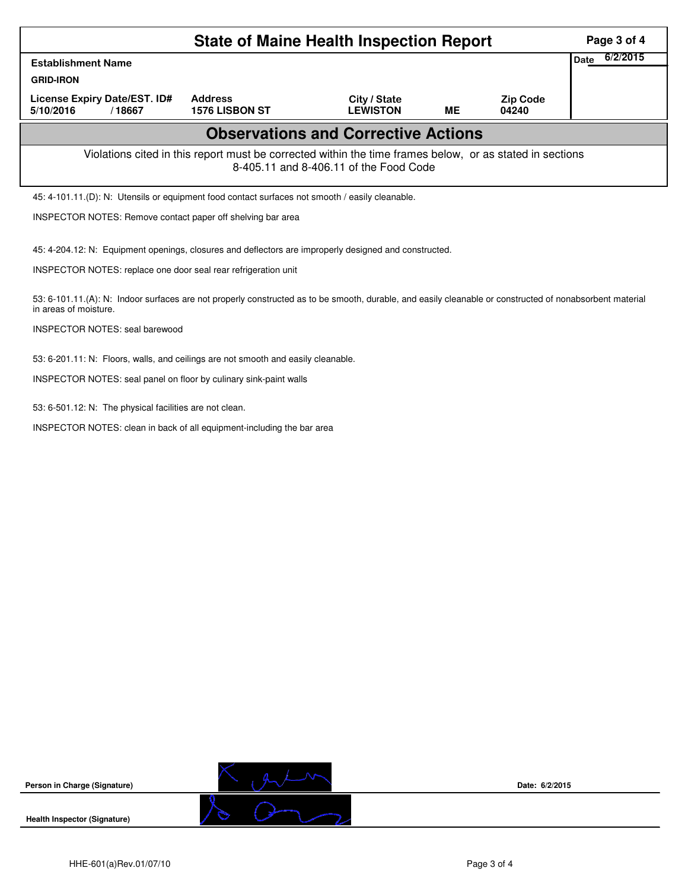# State of Maine Health Inspection Report

| Establishment Name | | | | | Date 6/2/2015 |
|---|---|---|---|---|---|
| GRID-IRON | | | | | |
| License Expiry Date/EST. ID# | | Address | City / State | | Zip Code |
| 5/10/2016 | / 18667 | 1576 LISBON ST | LEWISTON | ME | 04240 |

## Observations and Corrective Actions

Violations cited in this report must be corrected within the time frames below, or as stated in sections 8-405.11 and 8-406.11 of the Food Code

45: 4-101.11.(D): N: Utensils or equipment food contact surfaces not smooth / easily cleanable.

INSPECTOR NOTES: Remove contact paper off shelving bar area

45: 4-204.12: N: Equipment openings, closures and deflectors are improperly designed and constructed.

INSPECTOR NOTES: replace one door seal rear refrigeration unit

53: 6-101.11.(A): N: Indoor surfaces are not properly constructed as to be smooth, durable, and easily cleanable or constructed of nonabsorbent material in areas of moisture.

INSPECTOR NOTES: seal barewood

53: 6-201.11: N: Floors, walls, and ceilings are not smooth and easily cleanable.

INSPECTOR NOTES: seal panel on floor by culinary sink-paint walls

53: 6-501.12: N: The physical facilities are not clean.

INSPECTOR NOTES: clean in back of all equipment-including the bar area

**Person in Charge (Signature)** Date: 6/2/2015

**Health Inspector (Signature)**

HHE-601(a)Rev.01/07/10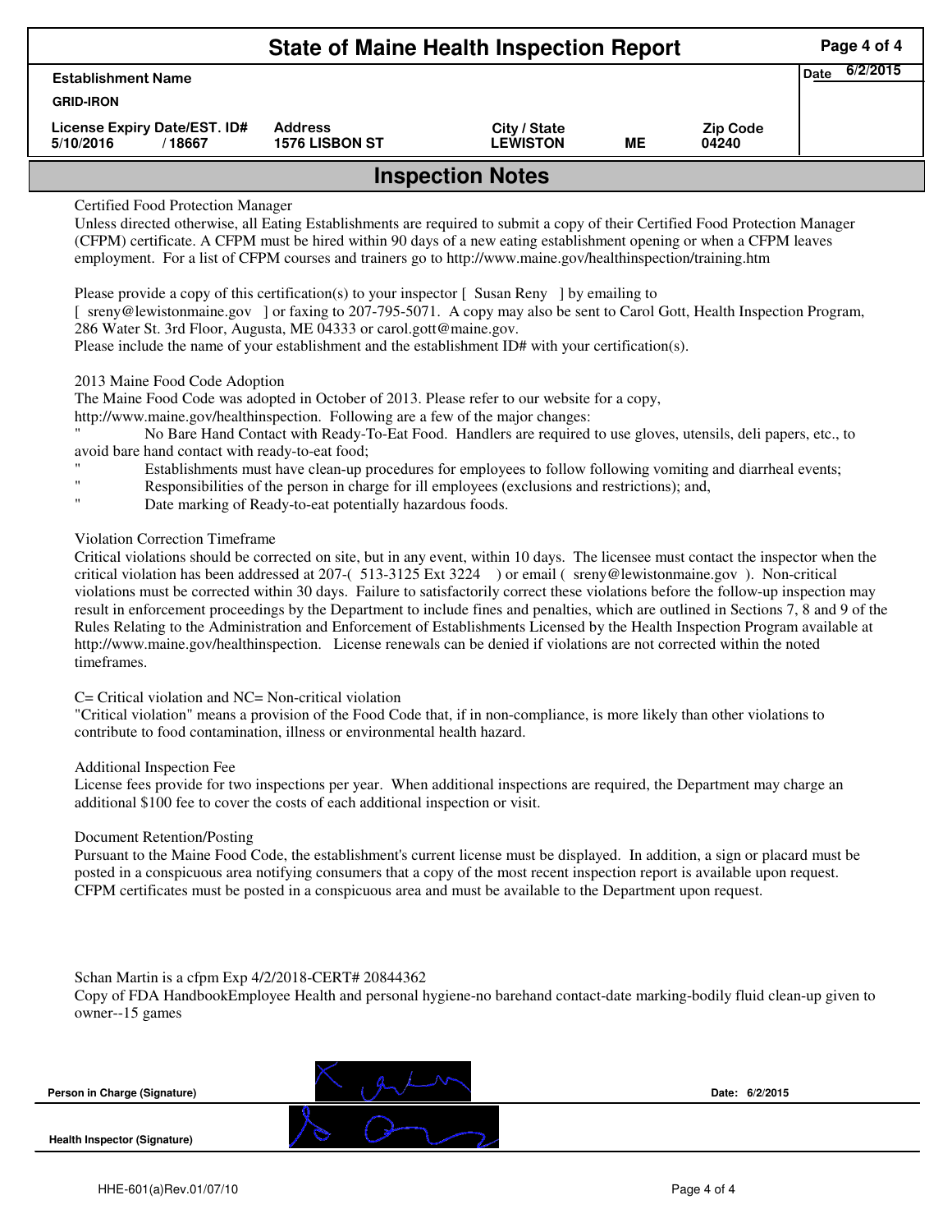# State of Maine Health Inspection Report

| | | | | | |
|---|---|---|---|---|---|
| **Establishment Name** | | | | | **Date** 6/2/2015 |
| **GRID-IRON** | | | | | |
| **License Expiry Date/EST. ID#** | **Address** | **City / State** | | **Zip Code** | |
| 5/10/2016 / 18667 | 1576 LISBON ST | LEWISTON | ME | 04240 | |

## Inspection Notes

Certified Food Protection Manager
Unless directed otherwise, all Eating Establishments are required to submit a copy of their Certified Food Protection Manager (CFPM) certificate. A CFPM must be hired within 90 days of a new eating establishment opening or when a CFPM leaves employment. For a list of CFPM courses and trainers go to http://www.maine.gov/healthinspection/training.htm

Please provide a copy of this certification(s) to your inspector [ Susan Reny ] by emailing to [ sreny@lewistonmaine.gov ] or faxing to 207-795-5071. A copy may also be sent to Carol Gott, Health Inspection Program, 286 Water St. 3rd Floor, Augusta, ME 04333 or carol.gott@maine.gov.
Please include the name of your establishment and the establishment ID# with your certification(s).

2013 Maine Food Code Adoption
The Maine Food Code was adopted in October of 2013. Please refer to our website for a copy, http://www.maine.gov/healthinspection. Following are a few of the major changes:
" No Bare Hand Contact with Ready-To-Eat Food. Handlers are required to use gloves, utensils, deli papers, etc., to avoid bare hand contact with ready-to-eat food;
" Establishments must have clean-up procedures for employees to follow following vomiting and diarrheal events;
" Responsibilities of the person in charge for ill employees (exclusions and restrictions); and,
" Date marking of Ready-to-eat potentially hazardous foods.

Violation Correction Timeframe
Critical violations should be corrected on site, but in any event, within 10 days. The licensee must contact the inspector when the critical violation has been addressed at 207-( 513-3125 Ext 3224 ) or email ( sreny@lewistonmaine.gov ). Non-critical violations must be corrected within 30 days. Failure to satisfactorily correct these violations before the follow-up inspection may result in enforcement proceedings by the Department to include fines and penalties, which are outlined in Sections 7, 8 and 9 of the Rules Relating to the Administration and Enforcement of Establishments Licensed by the Health Inspection Program available at http://www.maine.gov/healthinspection. License renewals can be denied if violations are not corrected within the noted timeframes.

C= Critical violation and NC= Non-critical violation
"Critical violation" means a provision of the Food Code that, if in non-compliance, is more likely than other violations to contribute to food contamination, illness or environmental health hazard.

Additional Inspection Fee
License fees provide for two inspections per year. When additional inspections are required, the Department may charge an additional $100 fee to cover the costs of each additional inspection or visit.

Document Retention/Posting
Pursuant to the Maine Food Code, the establishment's current license must be displayed. In addition, a sign or placard must be posted in a conspicuous area notifying consumers that a copy of the most recent inspection report is available upon request. CFPM certificates must be posted in a conspicuous area and must be available to the Department upon request.

Schan Martin is a cfpm Exp 4/2/2018-CERT# 20844362
Copy of FDA HandbookEmployee Health and personal hygiene-no barehand contact-date marking-bodily fluid clean-up given to owner--15 games

**Person in Charge (Signature)** **Date:** 6/2/2015

**Health Inspector (Signature)**

HHE-601(a)Rev.01/07/10